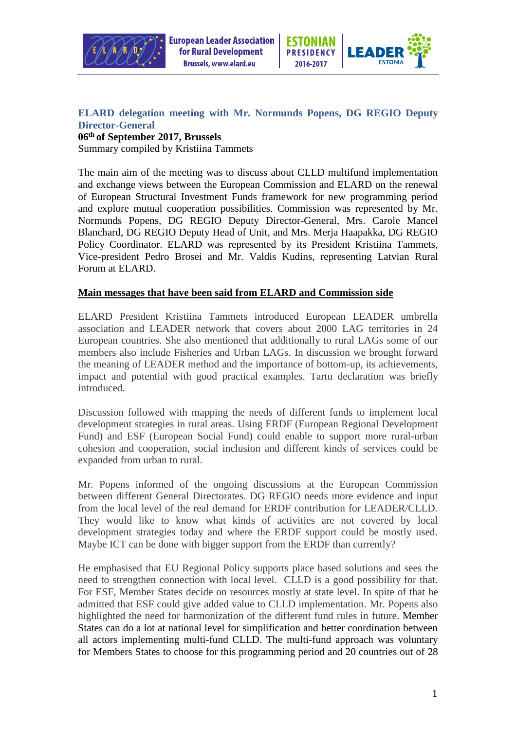## ELARD delegation meeting with Mr. Normunds Popens, DG REGIO Deputy Director-General

**06th of September 2017, Brussels**

Summary compiled by Kristiina Tammets

The main aim of the meeting was to discuss about CLLD multifund implementation and exchange views between the European Commission and ELARD on the renewal of European Structural Investment Funds framework for new programming period and explore mutual cooperation possibilities. Commission was represented by Mr. Normunds Popens, DG REGIO Deputy Director-General, Mrs. Carole Mancel Blanchard, DG REGIO Deputy Head of Unit, and Mrs. Merja Haapakka, DG REGIO Policy Coordinator. ELARD was represented by its President Kristiina Tammets, Vice-president Pedro Brosei and Mr. Valdis Kudins, representing Latvian Rural Forum at ELARD.

**Main messages that have been said from ELARD and Commission side**

ELARD President Kristiina Tammets introduced European LEADER umbrella association and LEADER network that covers about 2000 LAG territories in 24 European countries. She also mentioned that additionally to rural LAGs some of our members also include Fisheries and Urban LAGs. In discussion we brought forward the meaning of LEADER method and the importance of bottom-up, its achievements, impact and potential with good practical examples. Tartu declaration was briefly introduced.

Discussion followed with mapping the needs of different funds to implement local development strategies in rural areas. Using ERDF (European Regional Development Fund) and ESF (European Social Fund) could enable to support more rural-urban cohesion and cooperation, social inclusion and different kinds of services could be expanded from urban to rural.

Mr. Popens informed of the ongoing discussions at the European Commission between different General Directorates. DG REGIO needs more evidence and input from the local level of the real demand for ERDF contribution for LEADER/CLLD. They would like to know what kinds of activities are not covered by local development strategies today and where the ERDF support could be mostly used. Maybe ICT can be done with bigger support from the ERDF than currently?

He emphasised that EU Regional Policy supports place based solutions and sees the need to strengthen connection with local level. CLLD is a good possibility for that. For ESF, Member States decide on resources mostly at state level. In spite of that he admitted that ESF could give added value to CLLD implementation. Mr. Popens also highlighted the need for harmonization of the different fund rules in future. Member States can do a lot at national level for simplification and better coordination between all actors implementing multi-fund CLLD. The multi-fund approach was voluntary for Members States to choose for this programming period and 20 countries out of 28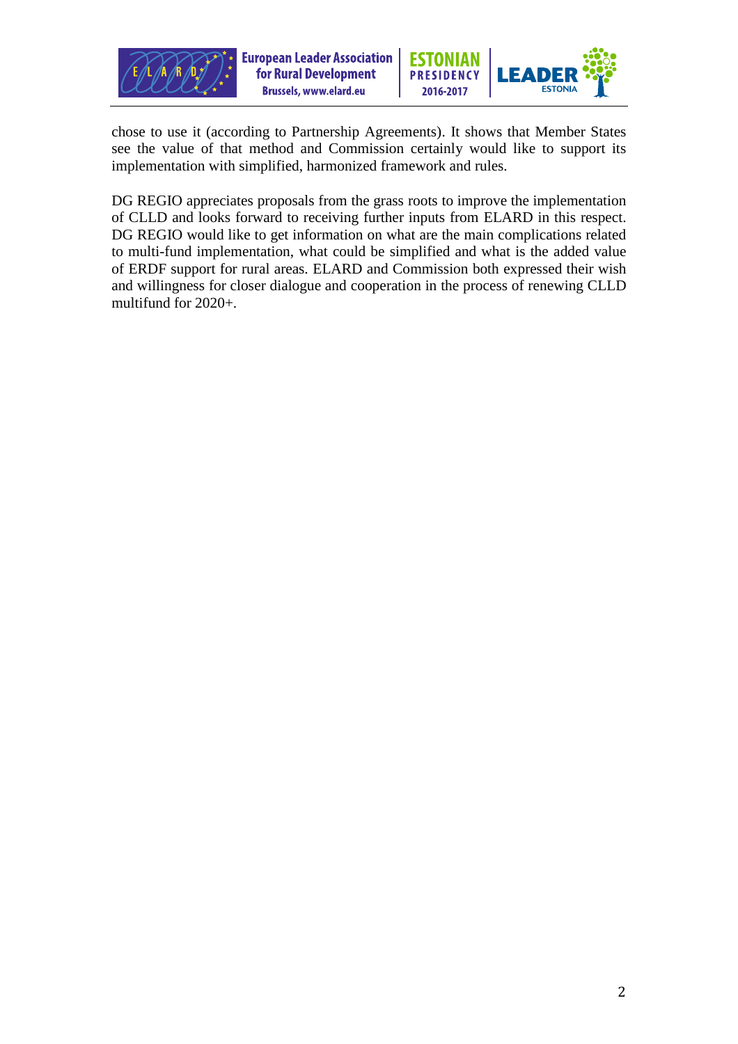chose to use it (according to Partnership Agreements). It shows that Member States see the value of that method and Commission certainly would like to support its implementation with simplified, harmonized framework and rules.

DG REGIO appreciates proposals from the grass roots to improve the implementation of CLLD and looks forward to receiving further inputs from ELARD in this respect. DG REGIO would like to get information on what are the main complications related to multi-fund implementation, what could be simplified and what is the added value of ERDF support for rural areas. ELARD and Commission both expressed their wish and willingness for closer dialogue and cooperation in the process of renewing CLLD multifund for 2020+.